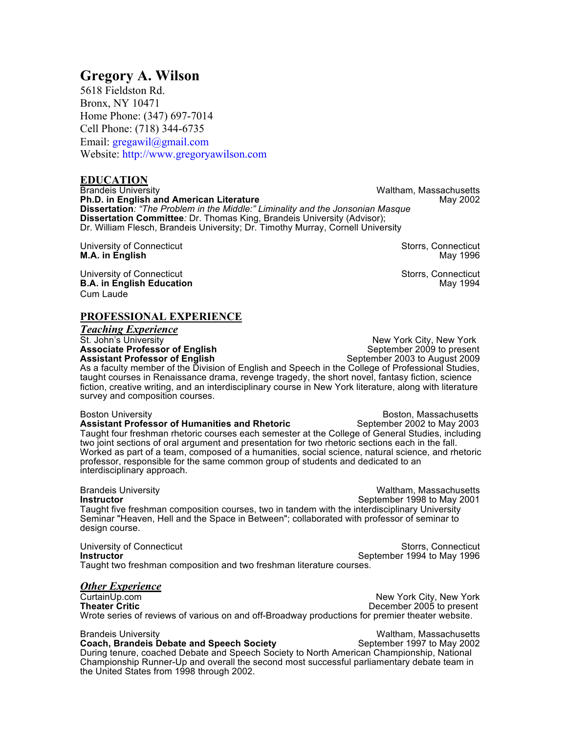# Gregory A. Wilson

5618 Fieldston Rd.
Bronx, NY 10471
Home Phone: (347) 697-7014
Cell Phone: (718) 344-6735
Email: gregawil@gmail.com
Website: http://www.gregoryawilson.com

## EDUCATION

Brandeis University — Waltham, Massachusetts
**Ph.D. in English and American Literature** — May 2002
**Dissertation**: *"The Problem in the Middle:" Liminality and the Jonsonian Masque*
**Dissertation Committee**: Dr. Thomas King, Brandeis University (Advisor); Dr. William Flesch, Brandeis University; Dr. Timothy Murray, Cornell University

University of Connecticut — Storrs, Connecticut
**M.A. in English** — May 1996

University of Connecticut — Storrs, Connecticut
**B.A. in English Education** — May 1994
Cum Laude

## PROFESSIONAL EXPERIENCE

### *Teaching Experience*

St. John's University — New York City, New York
**Associate Professor of English** — September 2009 to present
**Assistant Professor of English** — September 2003 to August 2009
As a faculty member of the Division of English and Speech in the College of Professional Studies, taught courses in Renaissance drama, revenge tragedy, the short novel, fantasy fiction, science fiction, creative writing, and an interdisciplinary course in New York literature, along with literature survey and composition courses.

Boston University — Boston, Massachusetts
**Assistant Professor of Humanities and Rhetoric** — September 2002 to May 2003
Taught four freshman rhetoric courses each semester at the College of General Studies, including two joint sections of oral argument and presentation for two rhetoric sections each in the fall. Worked as part of a team, composed of a humanities, social science, natural science, and rhetoric professor, responsible for the same common group of students and dedicated to an interdisciplinary approach.

Brandeis University — Waltham, Massachusetts
**Instructor** — September 1998 to May 2001
Taught five freshman composition courses, two in tandem with the interdisciplinary University Seminar "Heaven, Hell and the Space in Between"; collaborated with professor of seminar to design course.

University of Connecticut — Storrs, Connecticut
**Instructor** — September 1994 to May 1996
Taught two freshman composition and two freshman literature courses.

### *Other Experience*

CurtainUp.com — New York City, New York
**Theater Critic** — December 2005 to present
Wrote series of reviews of various on and off-Broadway productions for premier theater website.

Brandeis University — Waltham, Massachusetts
**Coach, Brandeis Debate and Speech Society** — September 1997 to May 2002
During tenure, coached Debate and Speech Society to North American Championship, National Championship Runner-Up and overall the second most successful parliamentary debate team in the United States from 1998 through 2002.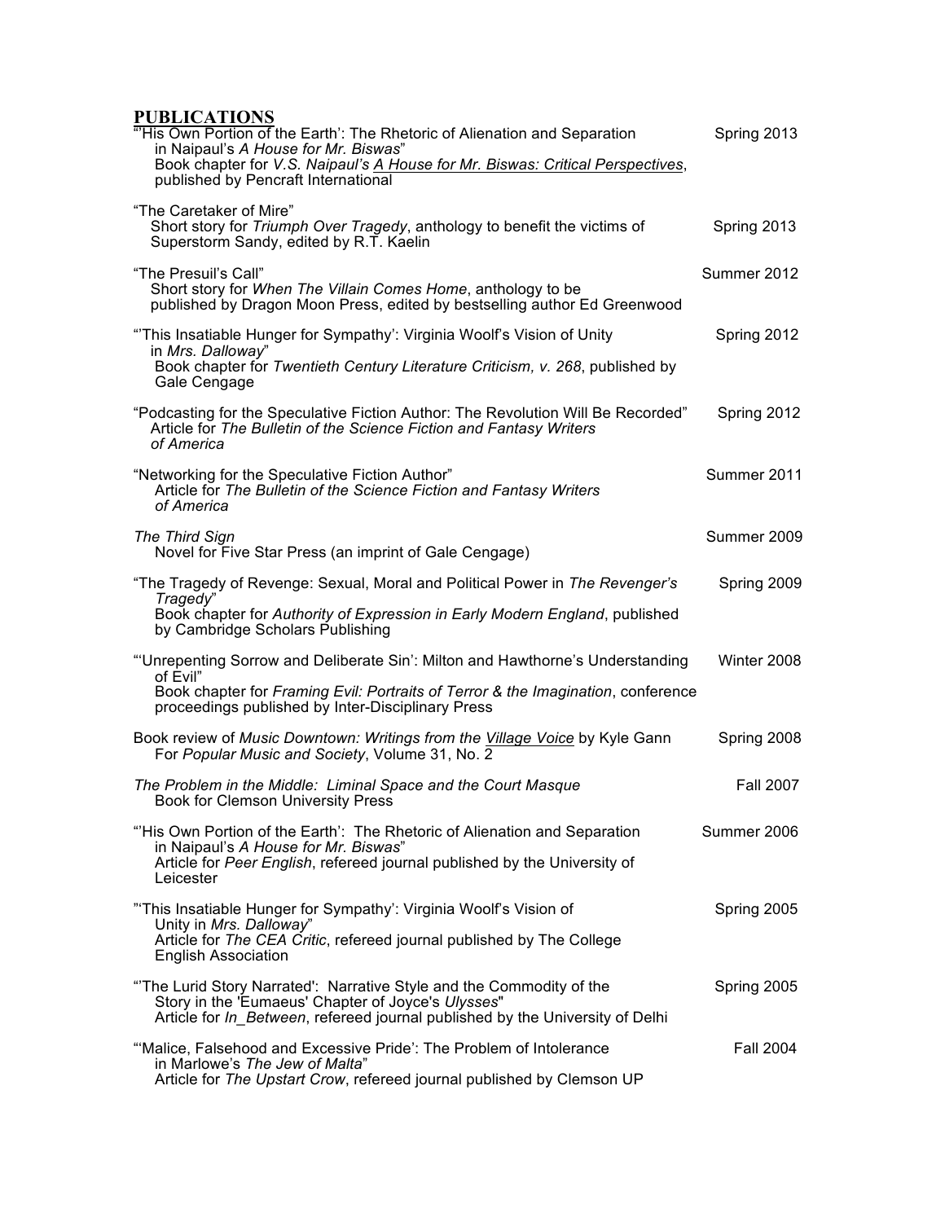## PUBLICATIONS

"'His Own Portion of the Earth': The Rhetoric of Alienation and Separation in Naipaul's *A House for Mr. Biswas*" — Spring 2013
Book chapter for *V.S. Naipaul's A House for Mr. Biswas: Critical Perspectives*, published by Pencraft International

"The Caretaker of Mire" — Spring 2013
Short story for *Triumph Over Tragedy*, anthology to benefit the victims of Superstorm Sandy, edited by R.T. Kaelin

"The Presuil's Call" — Summer 2012
Short story for *When The Villain Comes Home*, anthology to be published by Dragon Moon Press, edited by bestselling author Ed Greenwood

"'This Insatiable Hunger for Sympathy': Virginia Woolf's Vision of Unity in *Mrs. Dalloway*" — Spring 2012
Book chapter for *Twentieth Century Literature Criticism, v. 268*, published by Gale Cengage

"Podcasting for the Speculative Fiction Author: The Revolution Will Be Recorded" — Spring 2012
Article for *The Bulletin of the Science Fiction and Fantasy Writers of America*

"Networking for the Speculative Fiction Author" — Summer 2011
Article for *The Bulletin of the Science Fiction and Fantasy Writers of America*

*The Third Sign* — Summer 2009
Novel for Five Star Press (an imprint of Gale Cengage)

"The Tragedy of Revenge: Sexual, Moral and Political Power in *The Revenger's Tragedy*" — Spring 2009
Book chapter for *Authority of Expression in Early Modern England*, published by Cambridge Scholars Publishing

"'Unrepenting Sorrow and Deliberate Sin': Milton and Hawthorne's Understanding of Evil" — Winter 2008
Book chapter for *Framing Evil: Portraits of Terror & the Imagination*, conference proceedings published by Inter-Disciplinary Press

Book review of *Music Downtown: Writings from the Village Voice* by Kyle Gann — Spring 2008
For *Popular Music and Society*, Volume 31, No. 2

*The Problem in the Middle: Liminal Space and the Court Masque* — Fall 2007
Book for Clemson University Press

"'His Own Portion of the Earth': The Rhetoric of Alienation and Separation in Naipaul's *A House for Mr. Biswas*" — Summer 2006
Article for *Peer English*, refereed journal published by the University of Leicester

"'This Insatiable Hunger for Sympathy': Virginia Woolf's Vision of Unity in *Mrs. Dalloway*" — Spring 2005
Article for *The CEA Critic*, refereed journal published by The College English Association

"'The Lurid Story Narrated': Narrative Style and the Commodity of the Story in the 'Eumaeus' Chapter of Joyce's *Ulysses*" — Spring 2005
Article for *In_Between*, refereed journal published by the University of Delhi

"'Malice, Falsehood and Excessive Pride': The Problem of Intolerance in Marlowe's *The Jew of Malta*" — Fall 2004
Article for *The Upstart Crow*, refereed journal published by Clemson UP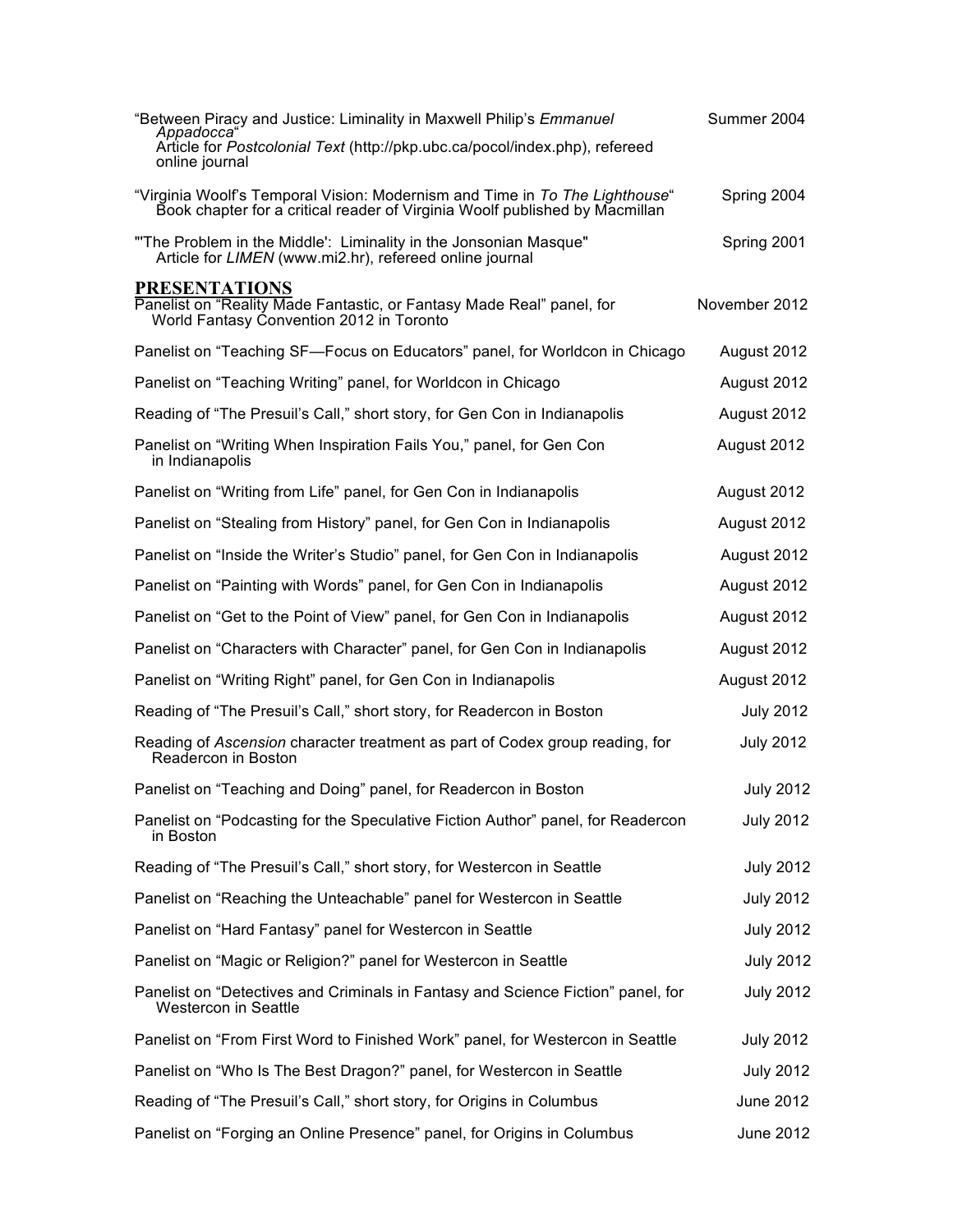"Between Piracy and Justice: Liminality in Maxwell Philip's *Emmanuel Appadocca*" — Summer 2004
Article for *Postcolonial Text* (http://pkp.ubc.ca/pocol/index.php), refereed online journal

"Virginia Woolf's Temporal Vision: Modernism and Time in *To The Lighthouse*" — Spring 2004
Book chapter for a critical reader of Virginia Woolf published by Macmillan

"'The Problem in the Middle': Liminality in the Jonsonian Masque" — Spring 2001
Article for *LIMEN* (www.mi2.hr), refereed online journal

## PRESENTATIONS

Panelist on "Reality Made Fantastic, or Fantasy Made Real" panel, for World Fantasy Convention 2012 in Toronto — November 2012

Panelist on "Teaching SF—Focus on Educators" panel, for Worldcon in Chicago — August 2012

Panelist on "Teaching Writing" panel, for Worldcon in Chicago — August 2012

Reading of "The Presuil's Call," short story, for Gen Con in Indianapolis — August 2012

Panelist on "Writing When Inspiration Fails You," panel, for Gen Con in Indianapolis — August 2012

Panelist on "Writing from Life" panel, for Gen Con in Indianapolis — August 2012

Panelist on "Stealing from History" panel, for Gen Con in Indianapolis — August 2012

Panelist on "Inside the Writer's Studio" panel, for Gen Con in Indianapolis — August 2012

Panelist on "Painting with Words" panel, for Gen Con in Indianapolis — August 2012

Panelist on "Get to the Point of View" panel, for Gen Con in Indianapolis — August 2012

Panelist on "Characters with Character" panel, for Gen Con in Indianapolis — August 2012

Panelist on "Writing Right" panel, for Gen Con in Indianapolis — August 2012

Reading of "The Presuil's Call," short story, for Readercon in Boston — July 2012

Reading of *Ascension* character treatment as part of Codex group reading, for Readercon in Boston — July 2012

Panelist on "Teaching and Doing" panel, for Readercon in Boston — July 2012

Panelist on "Podcasting for the Speculative Fiction Author" panel, for Readercon in Boston — July 2012

Reading of "The Presuil's Call," short story, for Westercon in Seattle — July 2012

Panelist on "Reaching the Unteachable" panel for Westercon in Seattle — July 2012

Panelist on "Hard Fantasy" panel for Westercon in Seattle — July 2012

Panelist on "Magic or Religion?" panel for Westercon in Seattle — July 2012

Panelist on "Detectives and Criminals in Fantasy and Science Fiction" panel, for Westercon in Seattle — July 2012

Panelist on "From First Word to Finished Work" panel, for Westercon in Seattle — July 2012

Panelist on "Who Is The Best Dragon?" panel, for Westercon in Seattle — July 2012

Reading of "The Presuil's Call," short story, for Origins in Columbus — June 2012

Panelist on "Forging an Online Presence" panel, for Origins in Columbus — June 2012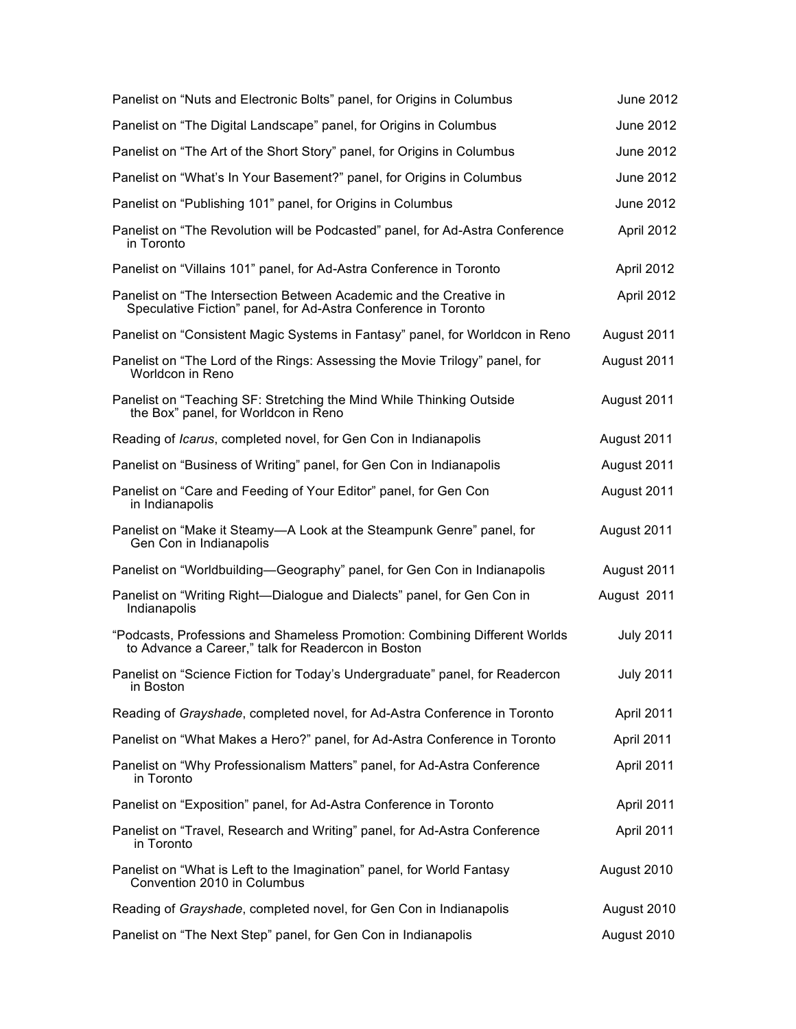Panelist on “Nuts and Electronic Bolts” panel, for Origins in Columbus — June 2012

Panelist on “The Digital Landscape” panel, for Origins in Columbus — June 2012

Panelist on “The Art of the Short Story” panel, for Origins in Columbus — June 2012

Panelist on “What’s In Your Basement?” panel, for Origins in Columbus — June 2012

Panelist on “Publishing 101” panel, for Origins in Columbus — June 2012

Panelist on “The Revolution will be Podcasted” panel, for Ad-Astra Conference in Toronto — April 2012

Panelist on “Villains 101” panel, for Ad-Astra Conference in Toronto — April 2012

Panelist on “The Intersection Between Academic and the Creative in Speculative Fiction” panel, for Ad-Astra Conference in Toronto — April 2012

Panelist on “Consistent Magic Systems in Fantasy” panel, for Worldcon in Reno — August 2011

Panelist on “The Lord of the Rings: Assessing the Movie Trilogy” panel, for Worldcon in Reno — August 2011

Panelist on “Teaching SF: Stretching the Mind While Thinking Outside the Box” panel, for Worldcon in Reno — August 2011

Reading of *Icarus*, completed novel, for Gen Con in Indianapolis — August 2011

Panelist on “Business of Writing” panel, for Gen Con in Indianapolis — August 2011

Panelist on “Care and Feeding of Your Editor” panel, for Gen Con in Indianapolis — August 2011

Panelist on “Make it Steamy—A Look at the Steampunk Genre” panel, for Gen Con in Indianapolis — August 2011

Panelist on “Worldbuilding—Geography” panel, for Gen Con in Indianapolis — August 2011

Panelist on “Writing Right—Dialogue and Dialects” panel, for Gen Con in Indianapolis — August 2011

“Podcasts, Professions and Shameless Promotion: Combining Different Worlds to Advance a Career,” talk for Readercon in Boston — July 2011

Panelist on “Science Fiction for Today’s Undergraduate” panel, for Readercon in Boston — July 2011

Reading of *Grayshade*, completed novel, for Ad-Astra Conference in Toronto — April 2011

Panelist on “What Makes a Hero?” panel, for Ad-Astra Conference in Toronto — April 2011

Panelist on “Why Professionalism Matters” panel, for Ad-Astra Conference in Toronto — April 2011

Panelist on “Exposition” panel, for Ad-Astra Conference in Toronto — April 2011

Panelist on “Travel, Research and Writing” panel, for Ad-Astra Conference in Toronto — April 2011

Panelist on “What is Left to the Imagination” panel, for World Fantasy Convention 2010 in Columbus — August 2010

Reading of *Grayshade*, completed novel, for Gen Con in Indianapolis — August 2010

Panelist on “The Next Step” panel, for Gen Con in Indianapolis — August 2010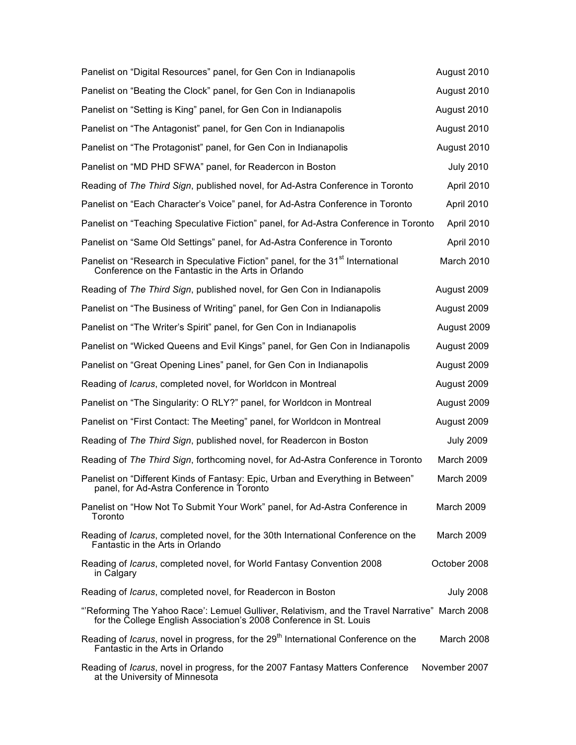Panelist on “Digital Resources” panel, for Gen Con in Indianapolis August 2010

Panelist on “Beating the Clock” panel, for Gen Con in Indianapolis August 2010

Panelist on “Setting is King” panel, for Gen Con in Indianapolis August 2010

Panelist on “The Antagonist” panel, for Gen Con in Indianapolis August 2010

Panelist on “The Protagonist” panel, for Gen Con in Indianapolis August 2010

Panelist on “MD PHD SFWA” panel, for Readercon in Boston July 2010

Reading of *The Third Sign*, published novel, for Ad-Astra Conference in Toronto April 2010

Panelist on “Each Character’s Voice” panel, for Ad-Astra Conference in Toronto April 2010

Panelist on “Teaching Speculative Fiction” panel, for Ad-Astra Conference in Toronto April 2010

Panelist on “Same Old Settings” panel, for Ad-Astra Conference in Toronto April 2010

Panelist on “Research in Speculative Fiction” panel, for the 31st International Conference on the Fantastic in the Arts in Orlando March 2010

Reading of *The Third Sign*, published novel, for Gen Con in Indianapolis August 2009

Panelist on “The Business of Writing” panel, for Gen Con in Indianapolis August 2009

Panelist on “The Writer’s Spirit” panel, for Gen Con in Indianapolis August 2009

Panelist on “Wicked Queens and Evil Kings” panel, for Gen Con in Indianapolis August 2009

Panelist on “Great Opening Lines” panel, for Gen Con in Indianapolis August 2009

Reading of *Icarus*, completed novel, for Worldcon in Montreal August 2009

Panelist on “The Singularity: O RLY?” panel, for Worldcon in Montreal August 2009

Panelist on “First Contact: The Meeting” panel, for Worldcon in Montreal August 2009

Reading of *The Third Sign*, published novel, for Readercon in Boston July 2009

Reading of *The Third Sign*, forthcoming novel, for Ad-Astra Conference in Toronto March 2009

Panelist on “Different Kinds of Fantasy: Epic, Urban and Everything in Between” panel, for Ad-Astra Conference in Toronto March 2009

Panelist on “How Not To Submit Your Work” panel, for Ad-Astra Conference in Toronto March 2009

Reading of *Icarus*, completed novel, for the 30th International Conference on the Fantastic in the Arts in Orlando March 2009

Reading of *Icarus*, completed novel, for World Fantasy Convention 2008 in Calgary October 2008

Reading of *Icarus*, completed novel, for Readercon in Boston July 2008

“’Reforming The Yahoo Race’: Lemuel Gulliver, Relativism, and the Travel Narrative” for the College English Association’s 2008 Conference in St. Louis March 2008

Reading of *Icarus*, novel in progress, for the 29th International Conference on the Fantastic in the Arts in Orlando March 2008

Reading of *Icarus*, novel in progress, for the 2007 Fantasy Matters Conference at the University of Minnesota November 2007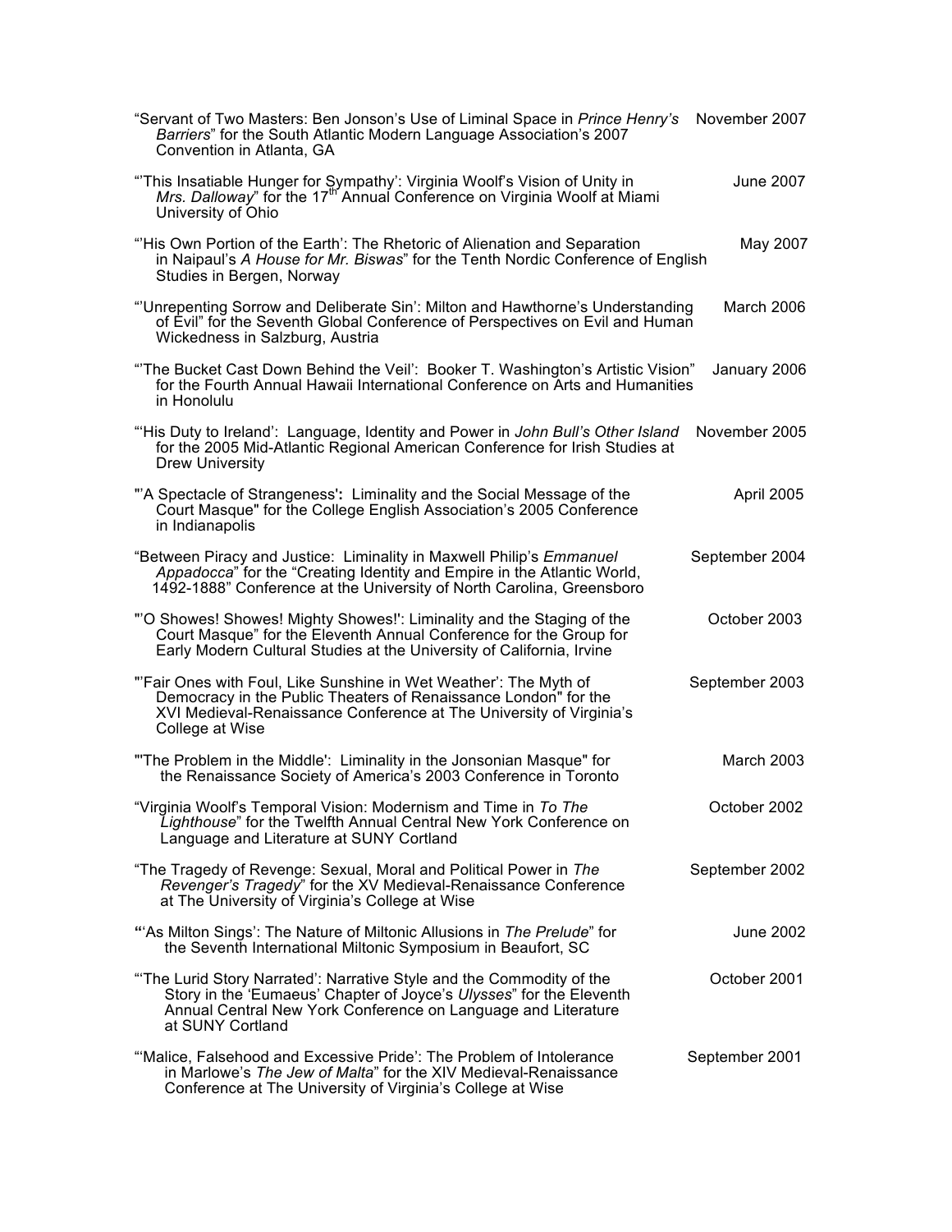"Servant of Two Masters: Ben Jonson's Use of Liminal Space in *Prince Henry's Barriers*" for the South Atlantic Modern Language Association's 2007 Convention in Atlanta, GA — November 2007

"'This Insatiable Hunger for Sympathy': Virginia Woolf's Vision of Unity in *Mrs. Dalloway*" for the 17th Annual Conference on Virginia Woolf at Miami University of Ohio — June 2007

"'His Own Portion of the Earth': The Rhetoric of Alienation and Separation in Naipaul's *A House for Mr. Biswas*" for the Tenth Nordic Conference of English Studies in Bergen, Norway — May 2007

"'Unrepenting Sorrow and Deliberate Sin': Milton and Hawthorne's Understanding of Evil" for the Seventh Global Conference of Perspectives on Evil and Human Wickedness in Salzburg, Austria — March 2006

"'The Bucket Cast Down Behind the Veil': Booker T. Washington's Artistic Vision" for the Fourth Annual Hawaii International Conference on Arts and Humanities in Honolulu — January 2006

"'His Duty to Ireland': Language, Identity and Power in *John Bull's Other Island*" for the 2005 Mid-Atlantic Regional American Conference for Irish Studies at Drew University — November 2005

"'A Spectacle of Strangeness': Liminality and the Social Message of the Court Masque" for the College English Association's 2005 Conference in Indianapolis — April 2005

"Between Piracy and Justice: Liminality in Maxwell Philip's *Emmanuel Appadocca*" for the "Creating Identity and Empire in the Atlantic World, 1492-1888" Conference at the University of North Carolina, Greensboro — September 2004

"'O Showes! Showes! Mighty Showes!': Liminality and the Staging of the Court Masque" for the Eleventh Annual Conference for the Group for Early Modern Cultural Studies at the University of California, Irvine — October 2003

"'Fair Ones with Foul, Like Sunshine in Wet Weather': The Myth of Democracy in the Public Theaters of Renaissance London" for the XVI Medieval-Renaissance Conference at The University of Virginia's College at Wise — September 2003

"'The Problem in the Middle': Liminality in the Jonsonian Masque" for the Renaissance Society of America's 2003 Conference in Toronto — March 2003

"Virginia Woolf's Temporal Vision: Modernism and Time in *To The Lighthouse*" for the Twelfth Annual Central New York Conference on Language and Literature at SUNY Cortland — October 2002

"The Tragedy of Revenge: Sexual, Moral and Political Power in *The Revenger's Tragedy*" for the XV Medieval-Renaissance Conference at The University of Virginia's College at Wise — September 2002

"'As Milton Sings': The Nature of Miltonic Allusions in *The Prelude*" for the Seventh International Miltonic Symposium in Beaufort, SC — June 2002

"'The Lurid Story Narrated': Narrative Style and the Commodity of the Story in the 'Eumaeus' Chapter of Joyce's *Ulysses*" for the Eleventh Annual Central New York Conference on Language and Literature at SUNY Cortland — October 2001

"'Malice, Falsehood and Excessive Pride': The Problem of Intolerance in Marlowe's *The Jew of Malta*" for the XIV Medieval-Renaissance Conference at The University of Virginia's College at Wise — September 2001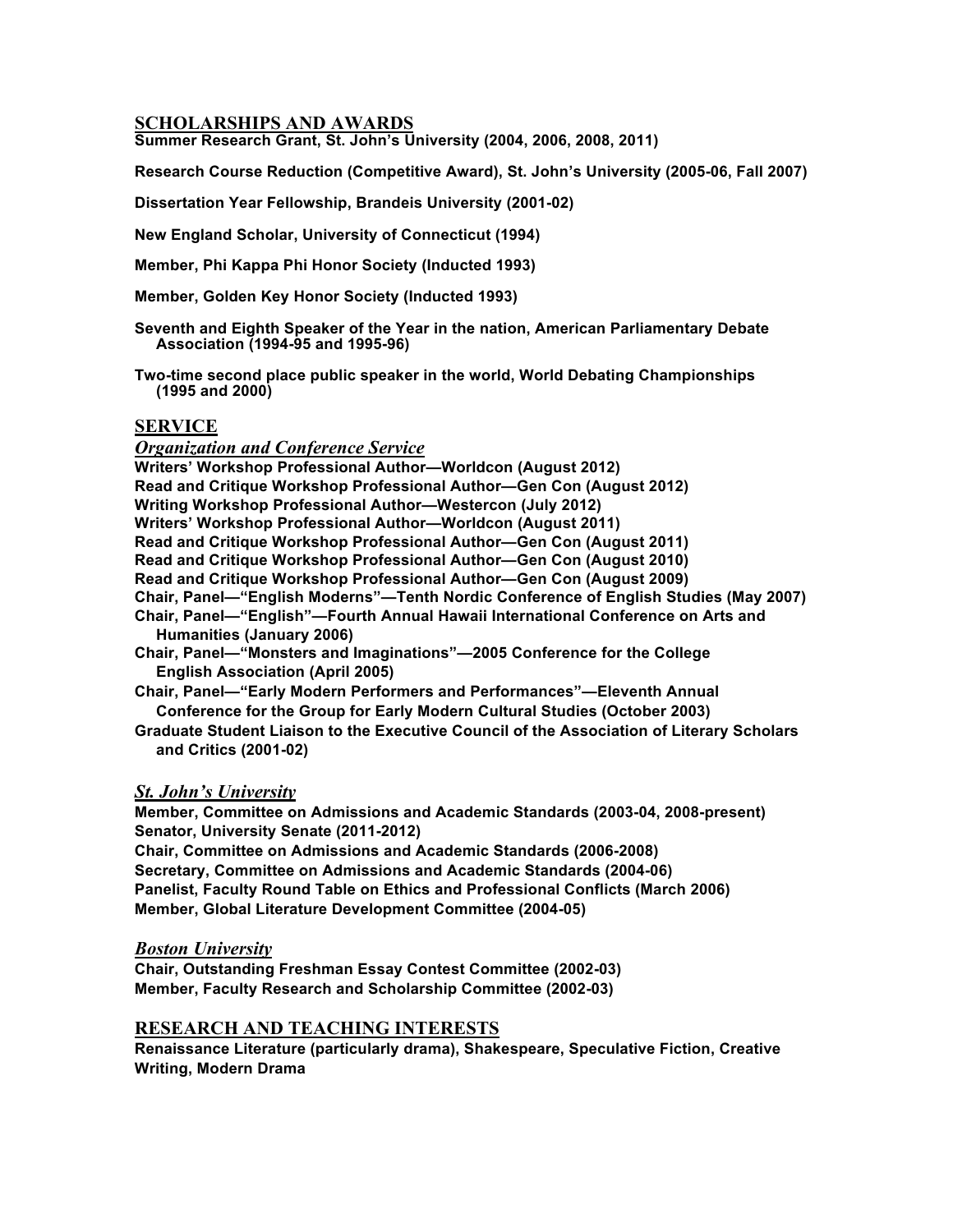## SCHOLARSHIPS AND AWARDS

**Summer Research Grant, St. John's University (2004, 2006, 2008, 2011)**

**Research Course Reduction (Competitive Award), St. John's University (2005-06, Fall 2007)**

**Dissertation Year Fellowship, Brandeis University (2001-02)**

**New England Scholar, University of Connecticut (1994)**

**Member, Phi Kappa Phi Honor Society (Inducted 1993)**

**Member, Golden Key Honor Society (Inducted 1993)**

**Seventh and Eighth Speaker of the Year in the nation, American Parliamentary Debate Association (1994-95 and 1995-96)**

**Two-time second place public speaker in the world, World Debating Championships (1995 and 2000)**

## SERVICE

### *Organization and Conference Service*

**Writers' Workshop Professional Author—Worldcon (August 2012)**
**Read and Critique Workshop Professional Author—Gen Con (August 2012)**
**Writing Workshop Professional Author—Westercon (July 2012)**
**Writers' Workshop Professional Author—Worldcon (August 2011)**
**Read and Critique Workshop Professional Author—Gen Con (August 2011)**
**Read and Critique Workshop Professional Author—Gen Con (August 2010)**
**Read and Critique Workshop Professional Author—Gen Con (August 2009)**
**Chair, Panel—"English Moderns"—Tenth Nordic Conference of English Studies (May 2007)**
**Chair, Panel—"English"—Fourth Annual Hawaii International Conference on Arts and Humanities (January 2006)**
**Chair, Panel—"Monsters and Imaginations"—2005 Conference for the College English Association (April 2005)**
**Chair, Panel—"Early Modern Performers and Performances"—Eleventh Annual Conference for the Group for Early Modern Cultural Studies (October 2003)**
**Graduate Student Liaison to the Executive Council of the Association of Literary Scholars and Critics (2001-02)**

### *St. John's University*

**Member, Committee on Admissions and Academic Standards (2003-04, 2008-present)**
**Senator, University Senate (2011-2012)**
**Chair, Committee on Admissions and Academic Standards (2006-2008)**
**Secretary, Committee on Admissions and Academic Standards (2004-06)**
**Panelist, Faculty Round Table on Ethics and Professional Conflicts (March 2006)**
**Member, Global Literature Development Committee (2004-05)**

### *Boston University*

**Chair, Outstanding Freshman Essay Contest Committee (2002-03)**
**Member, Faculty Research and Scholarship Committee (2002-03)**

## RESEARCH AND TEACHING INTERESTS

**Renaissance Literature (particularly drama), Shakespeare, Speculative Fiction, Creative Writing, Modern Drama**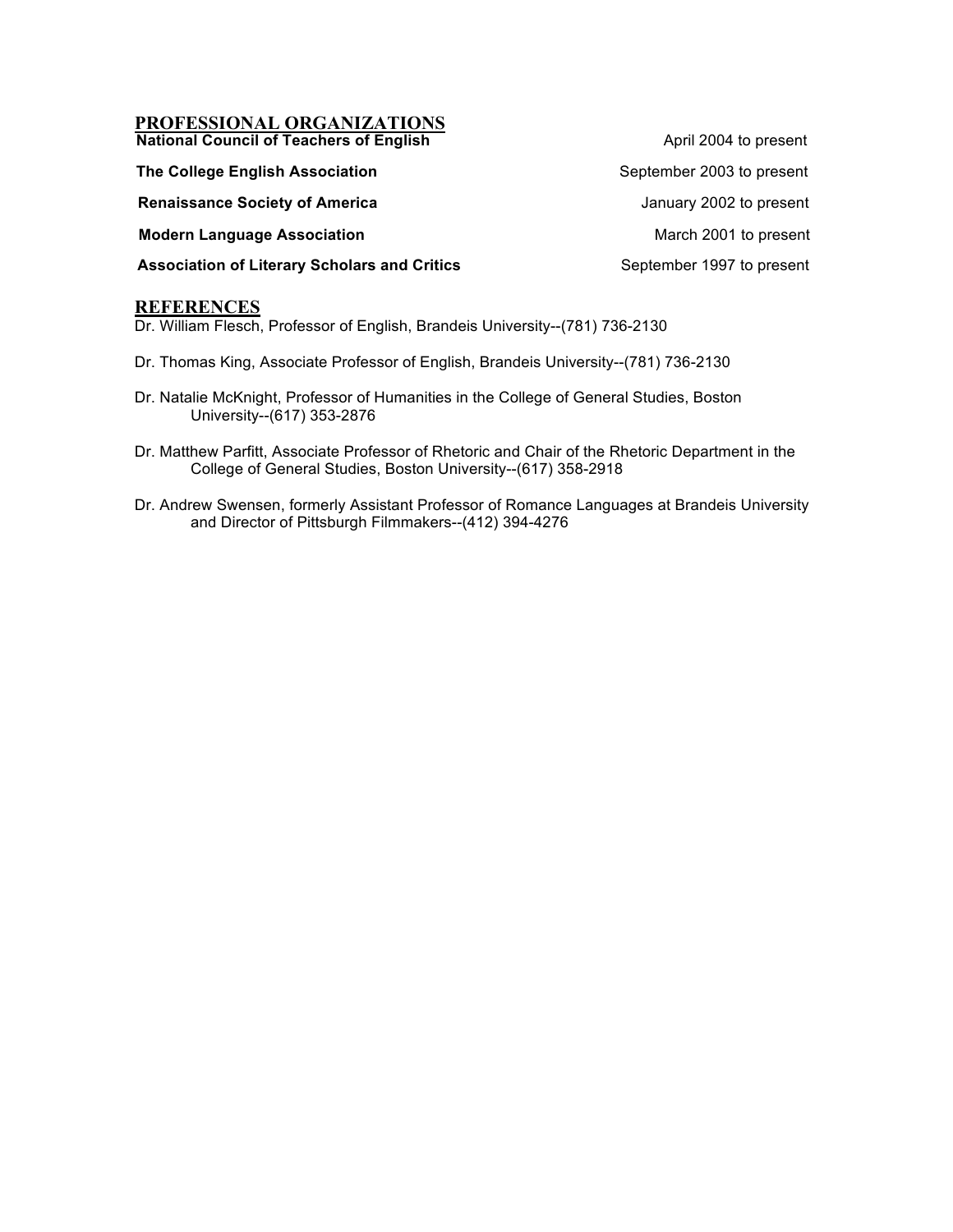## PROFESSIONAL ORGANIZATIONS

**National Council of Teachers of English** April 2004 to present

**The College English Association** September 2003 to present

**Renaissance Society of America** January 2002 to present

**Modern Language Association** March 2001 to present

**Association of Literary Scholars and Critics** September 1997 to present

## REFERENCES

Dr. William Flesch, Professor of English, Brandeis University--(781) 736-2130

Dr. Thomas King, Associate Professor of English, Brandeis University--(781) 736-2130

Dr. Natalie McKnight, Professor of Humanities in the College of General Studies, Boston University--(617) 353-2876

Dr. Matthew Parfitt, Associate Professor of Rhetoric and Chair of the Rhetoric Department in the College of General Studies, Boston University--(617) 358-2918

Dr. Andrew Swensen, formerly Assistant Professor of Romance Languages at Brandeis University and Director of Pittsburgh Filmmakers--(412) 394-4276